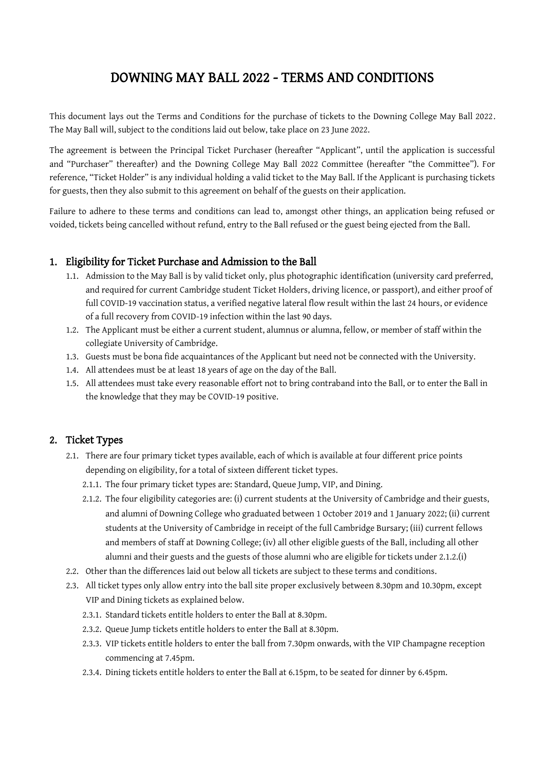# DOWNING MAY BALL 2022 - TERMS AND CONDITIONS

This document lays out the Terms and Conditions for the purchase of tickets to the Downing College May Ball 2022. The May Ball will, subject to the conditions laid out below, take place on 23 June 2022.

The agreement is between the Principal Ticket Purchaser (hereafter "Applicant", until the application is successful and "Purchaser" thereafter) and the Downing College May Ball 2022 Committee (hereafter "the Committee"). For reference, "Ticket Holder" is any individual holding a valid ticket to the May Ball. If the Applicant is purchasing tickets for guests, then they also submit to this agreement on behalf of the guests on their application.

Failure to adhere to these terms and conditions can lead to, amongst other things, an application being refused or voided, tickets being cancelled without refund, entry to the Ball refused or the guest being ejected from the Ball.

## 1. Eligibility for Ticket Purchase and Admission to the Ball

1.1. Admission to the May Ball is by valid ticket only, plus photographic identification (university card preferred, and required for current Cambridge student Ticket Holders, driving licence, or passport), and either proof of full COVID-19 vaccination status, a verified negative lateral flow result within the last 24 hours, or evidence of a full recovery from COVID-19 infection within the last 90 days.

1.2. The Applicant must be either a current student, alumnus or alumna, fellow, or member of staff within the collegiate University of Cambridge.

1.3. Guests must be bona fide acquaintances of the Applicant but need not be connected with the University.

1.4. All attendees must be at least 18 years of age on the day of the Ball.

1.5. All attendees must take every reasonable effort not to bring contraband into the Ball, or to enter the Ball in the knowledge that they may be COVID-19 positive.

## 2. Ticket Types

2.1. There are four primary ticket types available, each of which is available at four different price points depending on eligibility, for a total of sixteen different ticket types.

2.1.1. The four primary ticket types are: Standard, Queue Jump, VIP, and Dining.

2.1.2. The four eligibility categories are: (i) current students at the University of Cambridge and their guests, and alumni of Downing College who graduated between 1 October 2019 and 1 January 2022; (ii) current students at the University of Cambridge in receipt of the full Cambridge Bursary; (iii) current fellows and members of staff at Downing College; (iv) all other eligible guests of the Ball, including all other alumni and their guests and the guests of those alumni who are eligible for tickets under 2.1.2.(i)

2.2. Other than the differences laid out below all tickets are subject to these terms and conditions.

2.3. All ticket types only allow entry into the ball site proper exclusively between 8.30pm and 10.30pm, except VIP and Dining tickets as explained below.

2.3.1. Standard tickets entitle holders to enter the Ball at 8.30pm.

2.3.2. Queue Jump tickets entitle holders to enter the Ball at 8.30pm.

2.3.3. VIP tickets entitle holders to enter the ball from 7.30pm onwards, with the VIP Champagne reception commencing at 7.45pm.

2.3.4. Dining tickets entitle holders to enter the Ball at 6.15pm, to be seated for dinner by 6.45pm.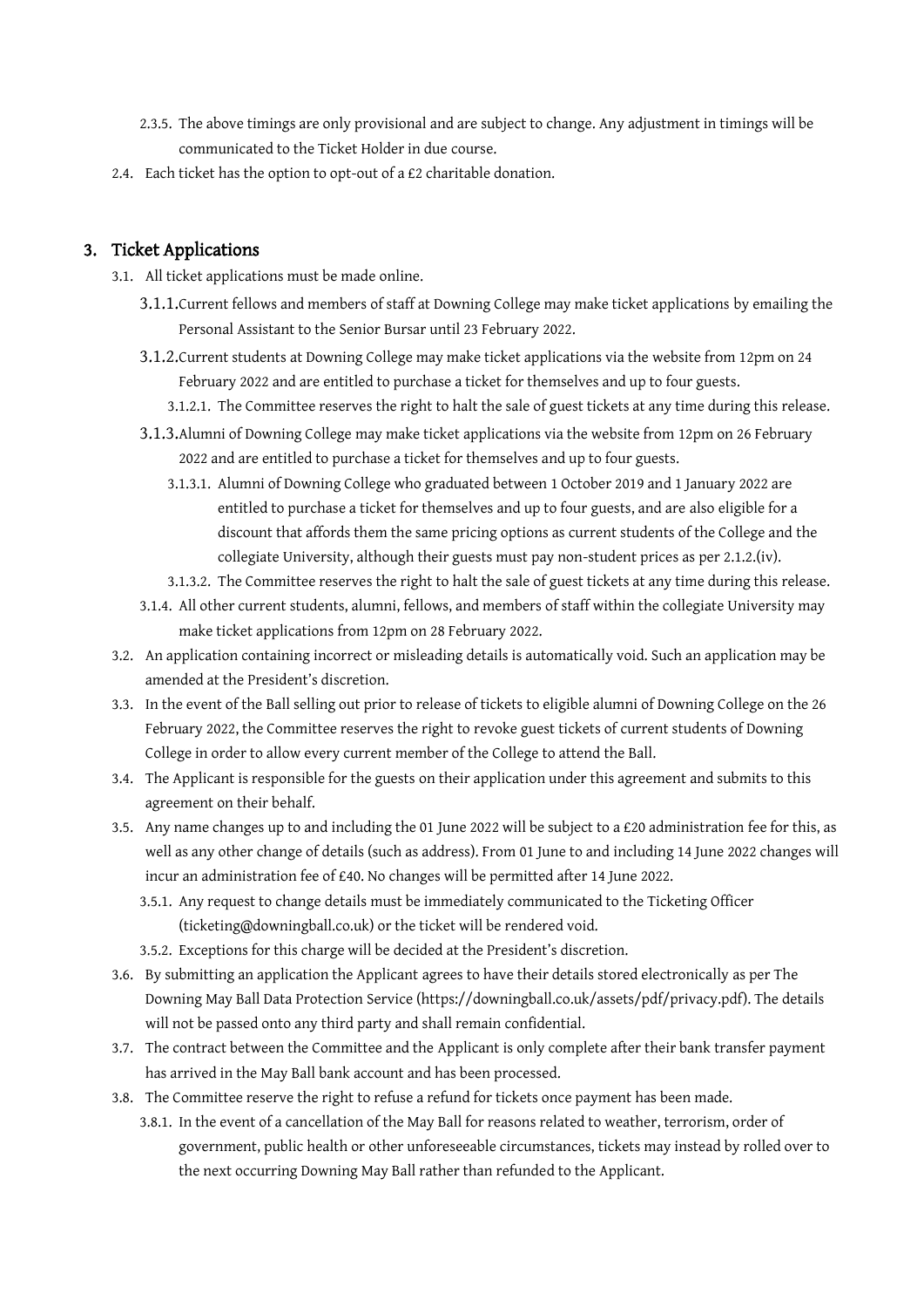2.3.5. The above timings are only provisional and are subject to change. Any adjustment in timings will be communicated to the Ticket Holder in due course.

2.4. Each ticket has the option to opt-out of a £2 charitable donation.

## 3. Ticket Applications

3.1. All ticket applications must be made online.

3.1.1. Current fellows and members of staff at Downing College may make ticket applications by emailing the Personal Assistant to the Senior Bursar until 23 February 2022.

3.1.2. Current students at Downing College may make ticket applications via the website from 12pm on 24 February 2022 and are entitled to purchase a ticket for themselves and up to four guests.

3.1.2.1. The Committee reserves the right to halt the sale of guest tickets at any time during this release.

3.1.3. Alumni of Downing College may make ticket applications via the website from 12pm on 26 February 2022 and are entitled to purchase a ticket for themselves and up to four guests.

3.1.3.1. Alumni of Downing College who graduated between 1 October 2019 and 1 January 2022 are entitled to purchase a ticket for themselves and up to four guests, and are also eligible for a discount that affords them the same pricing options as current students of the College and the collegiate University, although their guests must pay non-student prices as per 2.1.2.(iv).

3.1.3.2. The Committee reserves the right to halt the sale of guest tickets at any time during this release.

3.1.4. All other current students, alumni, fellows, and members of staff within the collegiate University may make ticket applications from 12pm on 28 February 2022.

3.2. An application containing incorrect or misleading details is automatically void. Such an application may be amended at the President's discretion.

3.3. In the event of the Ball selling out prior to release of tickets to eligible alumni of Downing College on the 26 February 2022, the Committee reserves the right to revoke guest tickets of current students of Downing College in order to allow every current member of the College to attend the Ball.

3.4. The Applicant is responsible for the guests on their application under this agreement and submits to this agreement on their behalf.

3.5. Any name changes up to and including the 01 June 2022 will be subject to a £20 administration fee for this, as well as any other change of details (such as address). From 01 June to and including 14 June 2022 changes will incur an administration fee of £40. No changes will be permitted after 14 June 2022.

3.5.1. Any request to change details must be immediately communicated to the Ticketing Officer (ticketing@downingball.co.uk) or the ticket will be rendered void.

3.5.2. Exceptions for this charge will be decided at the President's discretion.

3.6. By submitting an application the Applicant agrees to have their details stored electronically as per The Downing May Ball Data Protection Service (https://downingball.co.uk/assets/pdf/privacy.pdf). The details will not be passed onto any third party and shall remain confidential.

3.7. The contract between the Committee and the Applicant is only complete after their bank transfer payment has arrived in the May Ball bank account and has been processed.

3.8. The Committee reserve the right to refuse a refund for tickets once payment has been made.

3.8.1. In the event of a cancellation of the May Ball for reasons related to weather, terrorism, order of government, public health or other unforeseeable circumstances, tickets may instead by rolled over to the next occurring Downing May Ball rather than refunded to the Applicant.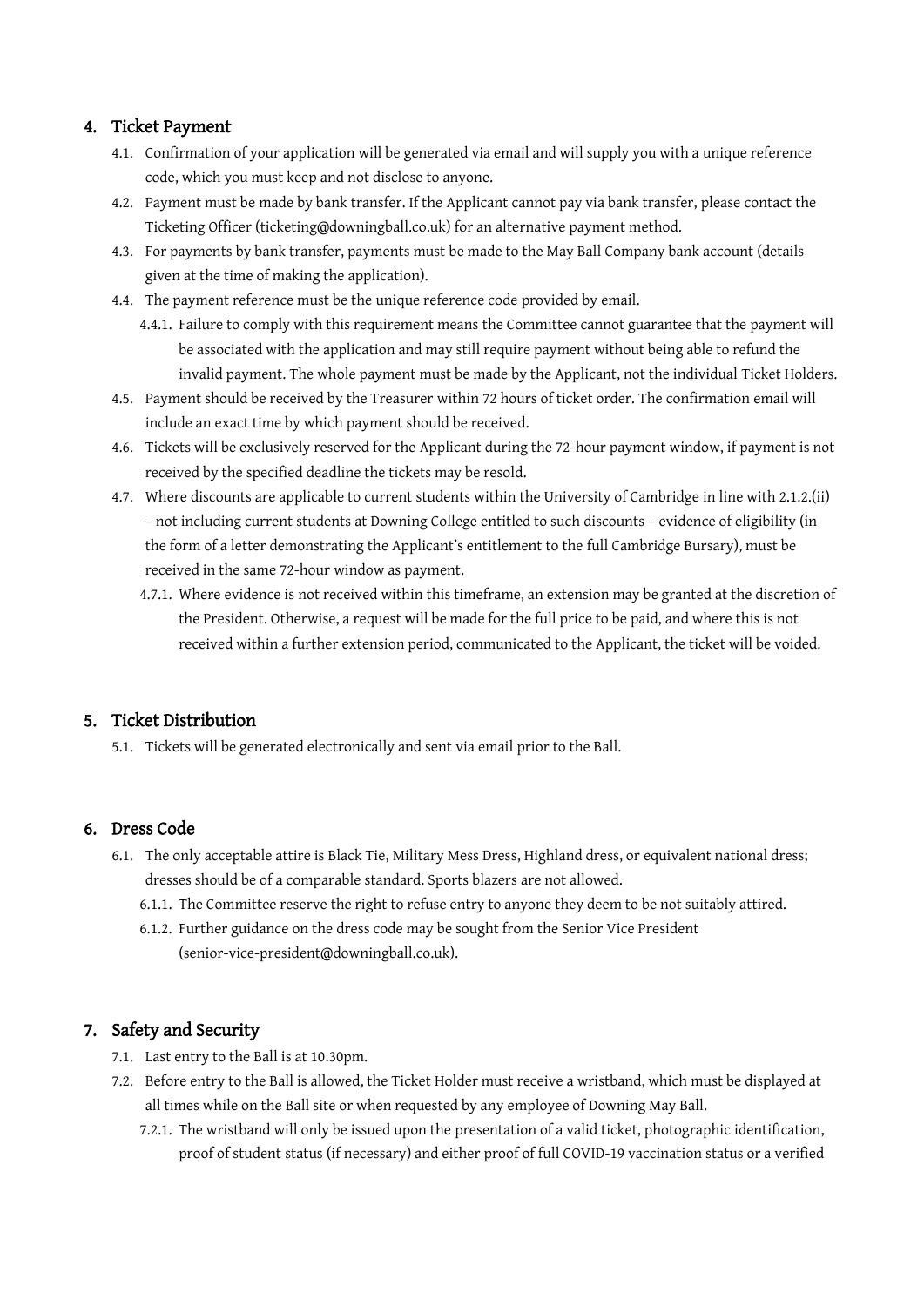## 4. Ticket Payment

4.1. Confirmation of your application will be generated via email and will supply you with a unique reference code, which you must keep and not disclose to anyone.

4.2. Payment must be made by bank transfer. If the Applicant cannot pay via bank transfer, please contact the Ticketing Officer (ticketing@downingball.co.uk) for an alternative payment method.

4.3. For payments by bank transfer, payments must be made to the May Ball Company bank account (details given at the time of making the application).

4.4. The payment reference must be the unique reference code provided by email.

4.4.1. Failure to comply with this requirement means the Committee cannot guarantee that the payment will be associated with the application and may still require payment without being able to refund the invalid payment. The whole payment must be made by the Applicant, not the individual Ticket Holders.

4.5. Payment should be received by the Treasurer within 72 hours of ticket order. The confirmation email will include an exact time by which payment should be received.

4.6. Tickets will be exclusively reserved for the Applicant during the 72-hour payment window, if payment is not received by the specified deadline the tickets may be resold.

4.7. Where discounts are applicable to current students within the University of Cambridge in line with 2.1.2.(ii) – not including current students at Downing College entitled to such discounts – evidence of eligibility (in the form of a letter demonstrating the Applicant's entitlement to the full Cambridge Bursary), must be received in the same 72-hour window as payment.

4.7.1. Where evidence is not received within this timeframe, an extension may be granted at the discretion of the President. Otherwise, a request will be made for the full price to be paid, and where this is not received within a further extension period, communicated to the Applicant, the ticket will be voided.

## 5. Ticket Distribution

5.1. Tickets will be generated electronically and sent via email prior to the Ball.

## 6. Dress Code

6.1. The only acceptable attire is Black Tie, Military Mess Dress, Highland dress, or equivalent national dress; dresses should be of a comparable standard. Sports blazers are not allowed.

6.1.1. The Committee reserve the right to refuse entry to anyone they deem to be not suitably attired.

6.1.2. Further guidance on the dress code may be sought from the Senior Vice President (senior-vice-president@downingball.co.uk).

## 7. Safety and Security

7.1. Last entry to the Ball is at 10.30pm.

7.2. Before entry to the Ball is allowed, the Ticket Holder must receive a wristband, which must be displayed at all times while on the Ball site or when requested by any employee of Downing May Ball.

7.2.1. The wristband will only be issued upon the presentation of a valid ticket, photographic identification, proof of student status (if necessary) and either proof of full COVID-19 vaccination status or a verified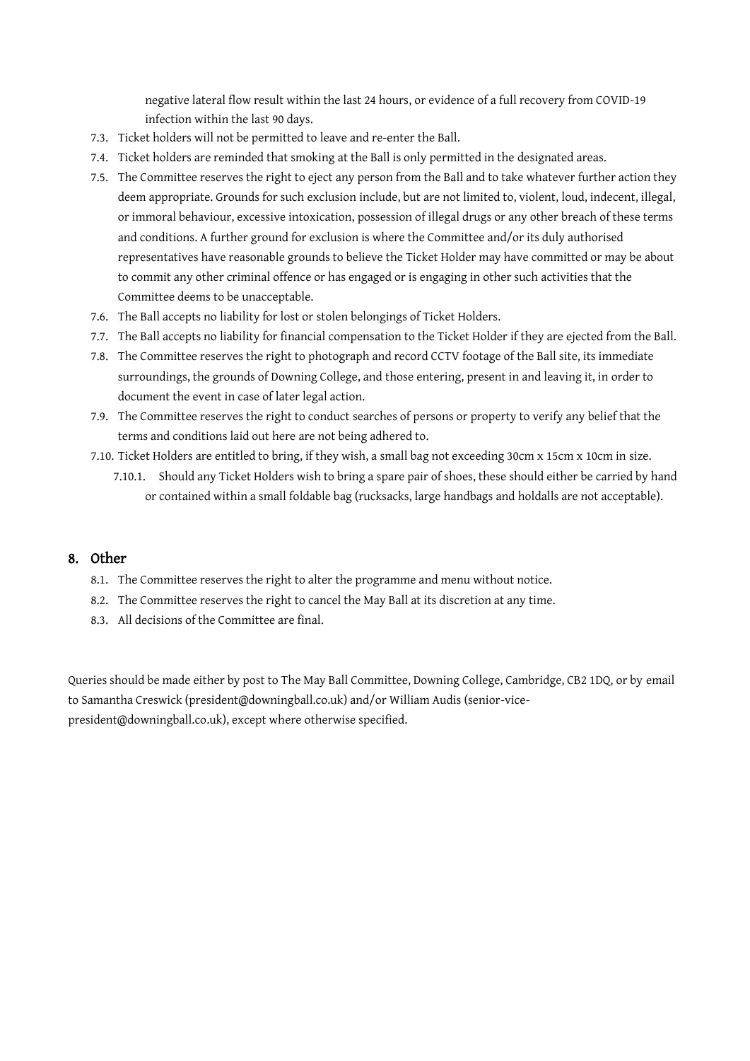negative lateral flow result within the last 24 hours, or evidence of a full recovery from COVID-19 infection within the last 90 days.

7.3. Ticket holders will not be permitted to leave and re-enter the Ball.

7.4. Ticket holders are reminded that smoking at the Ball is only permitted in the designated areas.

7.5. The Committee reserves the right to eject any person from the Ball and to take whatever further action they deem appropriate. Grounds for such exclusion include, but are not limited to, violent, loud, indecent, illegal, or immoral behaviour, excessive intoxication, possession of illegal drugs or any other breach of these terms and conditions. A further ground for exclusion is where the Committee and/or its duly authorised representatives have reasonable grounds to believe the Ticket Holder may have committed or may be about to commit any other criminal offence or has engaged or is engaging in other such activities that the Committee deems to be unacceptable.

7.6. The Ball accepts no liability for lost or stolen belongings of Ticket Holders.

7.7. The Ball accepts no liability for financial compensation to the Ticket Holder if they are ejected from the Ball.

7.8. The Committee reserves the right to photograph and record CCTV footage of the Ball site, its immediate surroundings, the grounds of Downing College, and those entering, present in and leaving it, in order to document the event in case of later legal action.

7.9. The Committee reserves the right to conduct searches of persons or property to verify any belief that the terms and conditions laid out here are not being adhered to.

7.10. Ticket Holders are entitled to bring, if they wish, a small bag not exceeding 30cm x 15cm x 10cm in size.

7.10.1. Should any Ticket Holders wish to bring a spare pair of shoes, these should either be carried by hand or contained within a small foldable bag (rucksacks, large handbags and holdalls are not acceptable).

## 8. Other

8.1. The Committee reserves the right to alter the programme and menu without notice.

8.2. The Committee reserves the right to cancel the May Ball at its discretion at any time.

8.3. All decisions of the Committee are final.

Queries should be made either by post to The May Ball Committee, Downing College, Cambridge, CB2 1DQ, or by email to Samantha Creswick (president@downingball.co.uk) and/or William Audis (senior-vice-president@downingball.co.uk), except where otherwise specified.